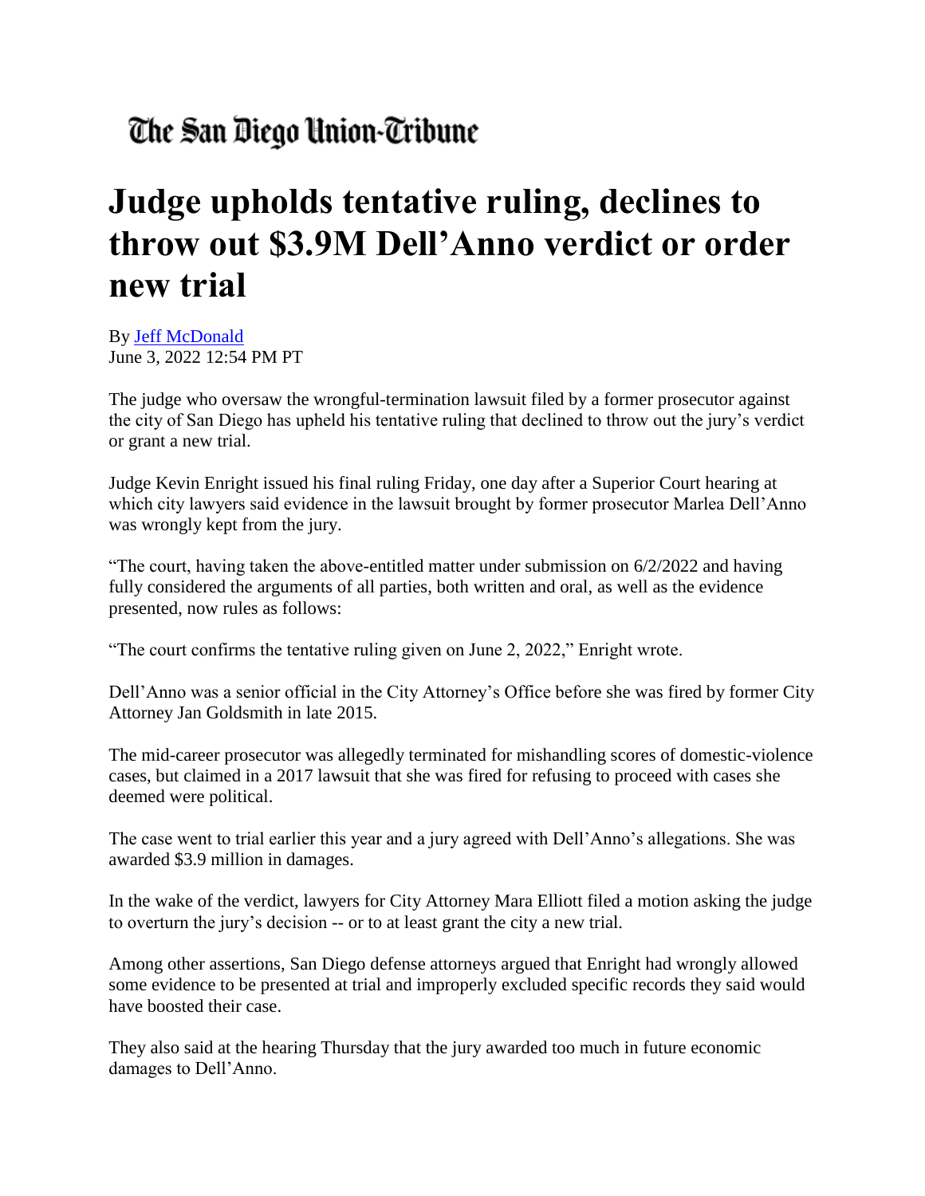The San Diego Union-Tribune

# Judge upholds tentative ruling, declines to throw out $3.9M Dell'Anno verdict or order new trial

By Jeff McDonald
June 3, 2022 12:54 PM PT

The judge who oversaw the wrongful-termination lawsuit filed by a former prosecutor against the city of San Diego has upheld his tentative ruling that declined to throw out the jury's verdict or grant a new trial.

Judge Kevin Enright issued his final ruling Friday, one day after a Superior Court hearing at which city lawyers said evidence in the lawsuit brought by former prosecutor Marlea Dell'Anno was wrongly kept from the jury.

"The court, having taken the above-entitled matter under submission on 6/2/2022 and having fully considered the arguments of all parties, both written and oral, as well as the evidence presented, now rules as follows:

"The court confirms the tentative ruling given on June 2, 2022," Enright wrote.

Dell'Anno was a senior official in the City Attorney's Office before she was fired by former City Attorney Jan Goldsmith in late 2015.

The mid-career prosecutor was allegedly terminated for mishandling scores of domestic-violence cases, but claimed in a 2017 lawsuit that she was fired for refusing to proceed with cases she deemed were political.

The case went to trial earlier this year and a jury agreed with Dell'Anno's allegations. She was awarded $3.9 million in damages.

In the wake of the verdict, lawyers for City Attorney Mara Elliott filed a motion asking the judge to overturn the jury's decision -- or to at least grant the city a new trial.

Among other assertions, San Diego defense attorneys argued that Enright had wrongly allowed some evidence to be presented at trial and improperly excluded specific records they said would have boosted their case.

They also said at the hearing Thursday that the jury awarded too much in future economic damages to Dell'Anno.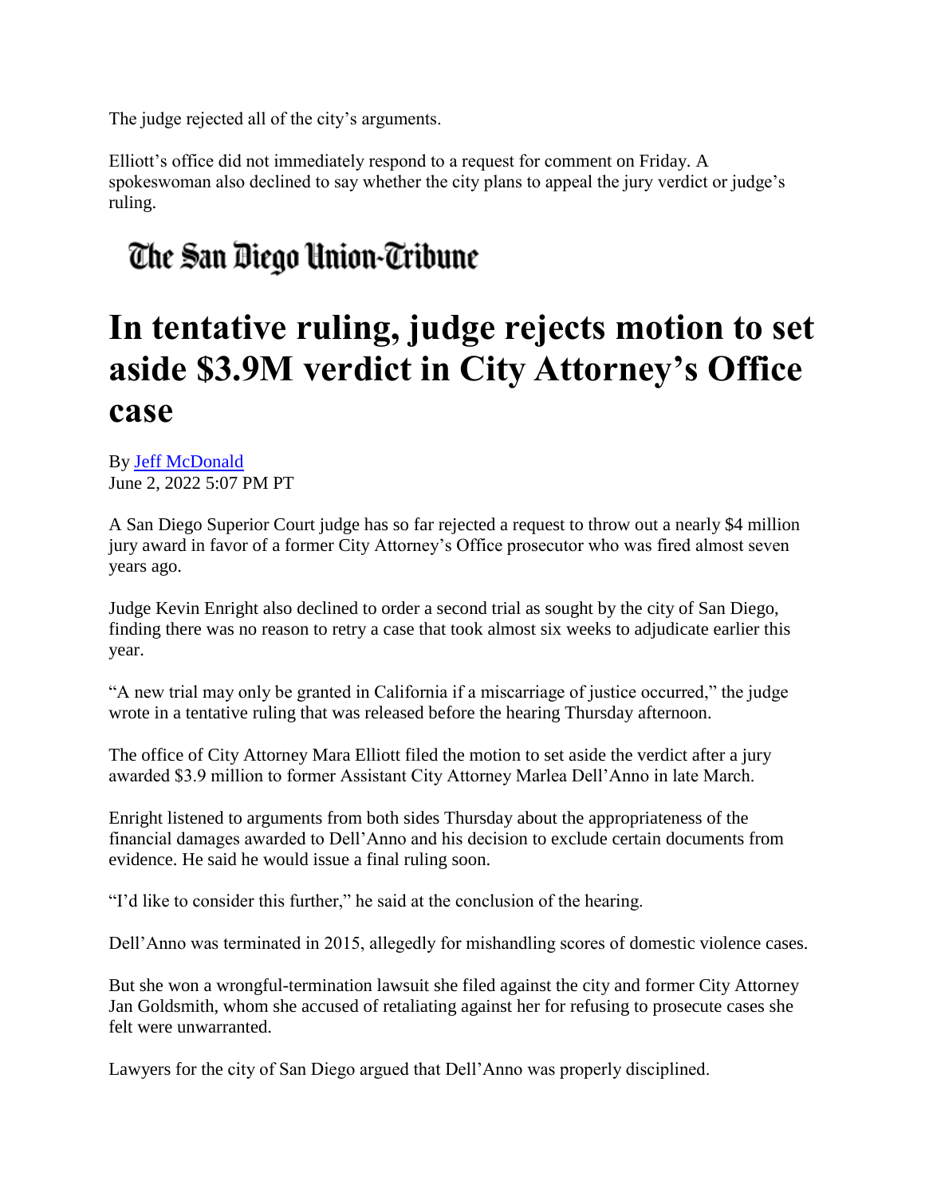The judge rejected all of the city's arguments.

Elliott's office did not immediately respond to a request for comment on Friday. A spokeswoman also declined to say whether the city plans to appeal the jury verdict or judge's ruling.

The San Diego Union-Tribune

# In tentative ruling, judge rejects motion to set aside $3.9M verdict in City Attorney's Office case

By [Jeff McDonald]
June 2, 2022 5:07 PM PT

A San Diego Superior Court judge has so far rejected a request to throw out a nearly $4 million jury award in favor of a former City Attorney's Office prosecutor who was fired almost seven years ago.

Judge Kevin Enright also declined to order a second trial as sought by the city of San Diego, finding there was no reason to retry a case that took almost six weeks to adjudicate earlier this year.

"A new trial may only be granted in California if a miscarriage of justice occurred," the judge wrote in a tentative ruling that was released before the hearing Thursday afternoon.

The office of City Attorney Mara Elliott filed the motion to set aside the verdict after a jury awarded $3.9 million to former Assistant City Attorney Marlea Dell'Anno in late March.

Enright listened to arguments from both sides Thursday about the appropriateness of the financial damages awarded to Dell'Anno and his decision to exclude certain documents from evidence. He said he would issue a final ruling soon.

"I'd like to consider this further," he said at the conclusion of the hearing.

Dell'Anno was terminated in 2015, allegedly for mishandling scores of domestic violence cases.

But she won a wrongful-termination lawsuit she filed against the city and former City Attorney Jan Goldsmith, whom she accused of retaliating against her for refusing to prosecute cases she felt were unwarranted.

Lawyers for the city of San Diego argued that Dell'Anno was properly disciplined.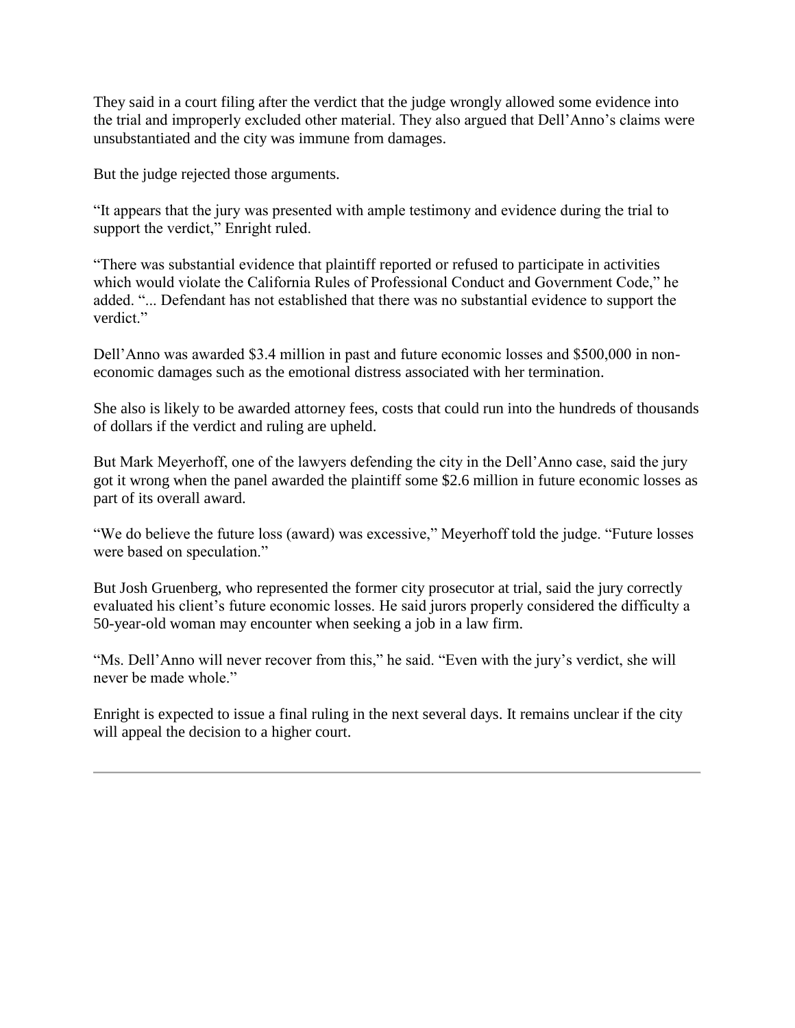They said in a court filing after the verdict that the judge wrongly allowed some evidence into the trial and improperly excluded other material. They also argued that Dell'Anno's claims were unsubstantiated and the city was immune from damages.

But the judge rejected those arguments.

"It appears that the jury was presented with ample testimony and evidence during the trial to support the verdict," Enright ruled.

"There was substantial evidence that plaintiff reported or refused to participate in activities which would violate the California Rules of Professional Conduct and Government Code," he added. "... Defendant has not established that there was no substantial evidence to support the verdict."

Dell'Anno was awarded $3.4 million in past and future economic losses and $500,000 in non-economic damages such as the emotional distress associated with her termination.

She also is likely to be awarded attorney fees, costs that could run into the hundreds of thousands of dollars if the verdict and ruling are upheld.

But Mark Meyerhoff, one of the lawyers defending the city in the Dell'Anno case, said the jury got it wrong when the panel awarded the plaintiff some $2.6 million in future economic losses as part of its overall award.

"We do believe the future loss (award) was excessive," Meyerhoff told the judge. "Future losses were based on speculation."

But Josh Gruenberg, who represented the former city prosecutor at trial, said the jury correctly evaluated his client's future economic losses. He said jurors properly considered the difficulty a 50-year-old woman may encounter when seeking a job in a law firm.

"Ms. Dell'Anno will never recover from this," he said. "Even with the jury's verdict, she will never be made whole."

Enright is expected to issue a final ruling in the next several days. It remains unclear if the city will appeal the decision to a higher court.

---